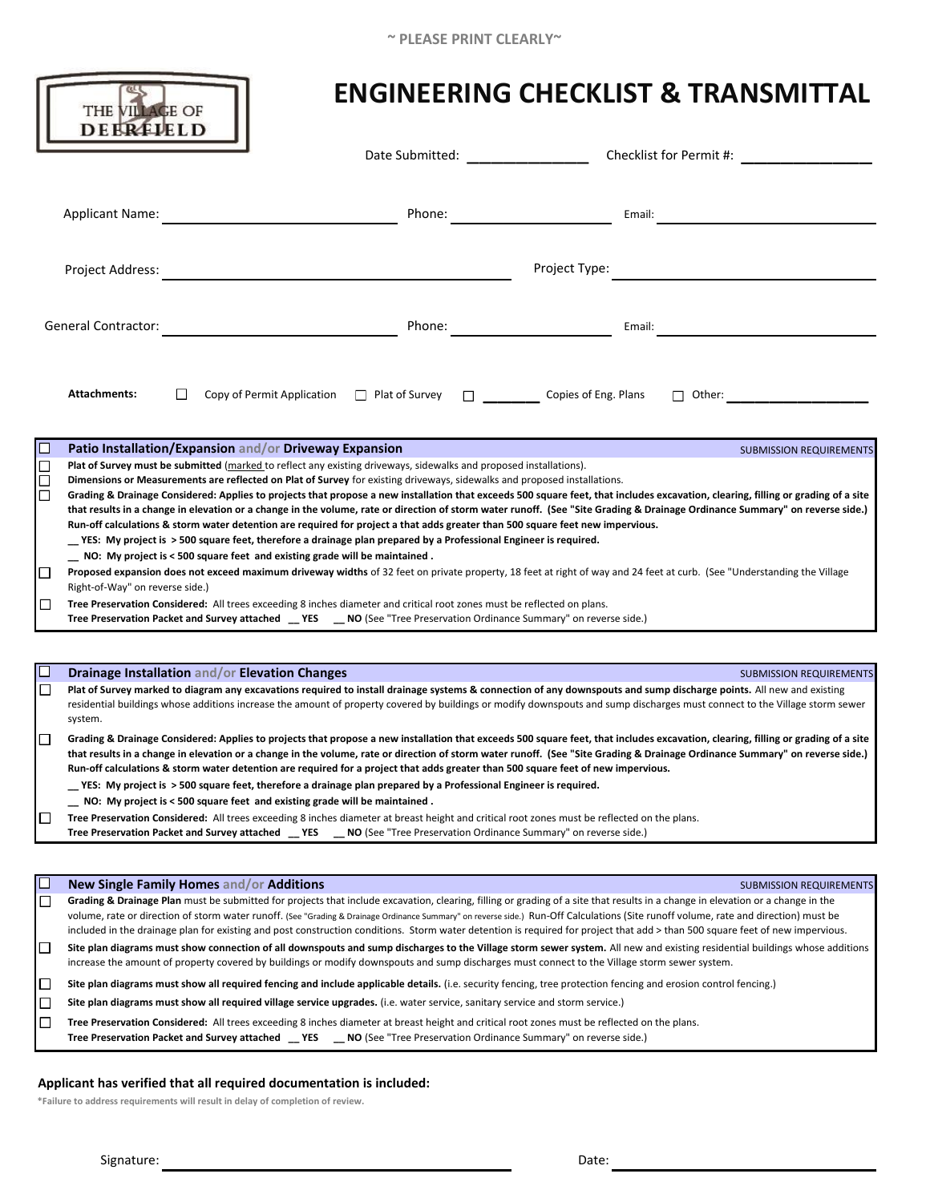~ PLEASE PRINT CLEARLY~

THE VILLAGE OF DEERFIELD

# ENGINEERING CHECKLIST & TRANSMITTAL

Date Submitted: ________________ Checklist for Permit #: ________________

Applicant Name: ______________________________ Phone: ____________________ Email: ____________________________

Project Address: ____________________________________________ Project Type: ____________________________

General Contractor: ______________________________ Phone: ____________________ Email: ____________________________

**Attachments:** ☐ Copy of Permit Application ☐ Plat of Survey ☐ ________ Copies of Eng. Plans ☐ Other: ____________________

---

☐ **Patio Installation/Expansion and/or Driveway Expansion** — SUBMISSION REQUIREMENTS

- ☐ **Plat of Survey must be submitted** (marked to reflect any existing driveways, sidewalks and proposed installations).
- ☐ **Dimensions or Measurements are reflected on Plat of Survey** for existing driveways, sidewalks and proposed installations.
- ☐ **Grading & Drainage Considered: Applies to projects that propose a new installation that exceeds 500 square feet, that includes excavation, clearing, filling or grading of a site that results in a change in elevation or a change in the volume, rate or direction of storm water runoff. (See "Site Grading & Drainage Ordinance Summary" on reverse side.) Run-off calculations & storm water detention are required for project a that adds greater than 500 square feet new impervious.**
  - **__ YES: My project is > 500 square feet, therefore a drainage plan prepared by a Professional Engineer is required.**
  - **__ NO: My project is < 500 square feet and existing grade will be maintained .**
- ☐ **Proposed expansion does not exceed maximum driveway widths** of 32 feet on private property, 18 feet at right of way and 24 feet at curb. (See "Understanding the Village Right-of-Way" on reverse side.)
- ☐ **Tree Preservation Considered:** All trees exceeding 8 inches diameter and critical root zones must be reflected on plans.
  **Tree Preservation Packet and Survey attached __ YES __ NO** (See "Tree Preservation Ordinance Summary" on reverse side.)

---

☐ **Drainage Installation and/or Elevation Changes** — SUBMISSION REQUIREMENTS

- ☐ **Plat of Survey marked to diagram any excavations required to install drainage systems & connection of any downspouts and sump discharge points.** All new and existing residential buildings whose additions increase the amount of property covered by buildings or modify downspouts and sump discharges must connect to the Village storm sewer system.
- ☐ **Grading & Drainage Considered: Applies to projects that propose a new installation that exceeds 500 square feet, that includes excavation, clearing, filling or grading of a site that results in a change in elevation or a change in the volume, rate or direction of storm water runoff. (See "Site Grading & Drainage Ordinance Summary" on reverse side.) Run-off calculations & storm water detention are required for a project that adds greater than 500 square feet of new impervious.**
  - **__ YES: My project is > 500 square feet, therefore a drainage plan prepared by a Professional Engineer is required.**
  - **__ NO: My project is < 500 square feet and existing grade will be maintained .**
- ☐ **Tree Preservation Considered:** All trees exceeding 8 inches diameter at breast height and critical root zones must be reflected on the plans.
  **Tree Preservation Packet and Survey attached __ YES __ NO** (See "Tree Preservation Ordinance Summary" on reverse side.)

---

☐ **New Single Family Homes and/or Additions** — SUBMISSION REQUIREMENTS

- ☐ **Grading & Drainage Plan** must be submitted for projects that include excavation, clearing, filling or grading of a site that results in a change in elevation or a change in the volume, rate or direction of storm water runoff. (See "Grading & Drainage Ordinance Summary" on reverse side.) Run-Off Calculations (Site runoff volume, rate and direction) must be included in the drainage plan for existing and post construction conditions. Storm water detention is required for project that add > than 500 square feet of new impervious.
- ☐ **Site plan diagrams must show connection of all downspouts and sump discharges to the Village storm sewer system.** All new and existing residential buildings whose additions increase the amount of property covered by buildings or modify downspouts and sump discharges must connect to the Village storm sewer system.
- ☐ **Site plan diagrams must show all required fencing and include applicable details.** (i.e. security fencing, tree protection fencing and erosion control fencing.)
- ☐ **Site plan diagrams must show all required village service upgrades.** (i.e. water service, sanitary service and storm service.)
- ☐ **Tree Preservation Considered:** All trees exceeding 8 inches diameter at breast height and critical root zones must be reflected on the plans.
  **Tree Preservation Packet and Survey attached __ YES __ NO** (See "Tree Preservation Ordinance Summary" on reverse side.)

---

**Applicant has verified that all required documentation is included:**

***Failure to address requirements will result in delay of completion of review.**

Signature: ____________________________________________ Date: ____________________________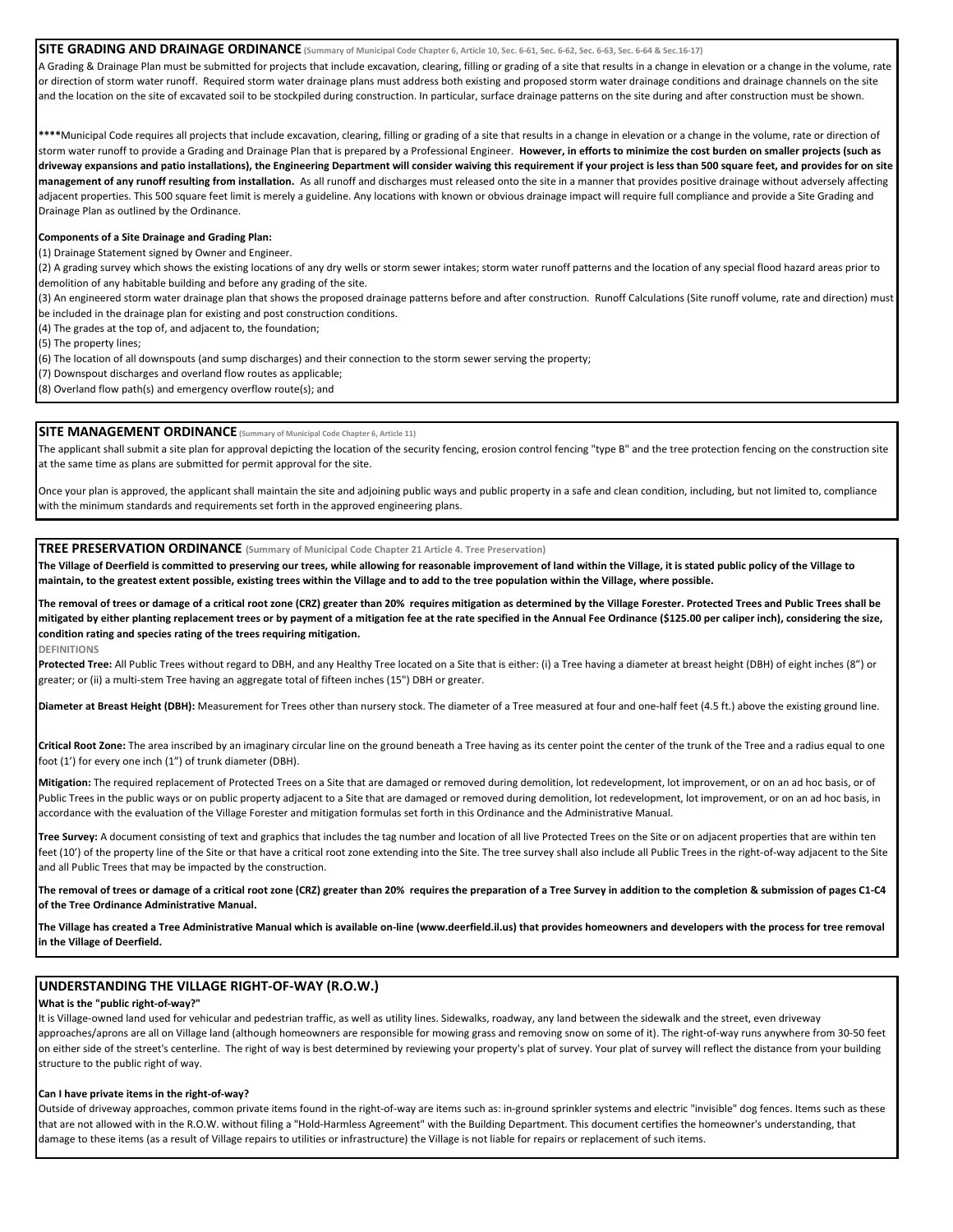## SITE GRADING AND DRAINAGE ORDINANCE (Summary of Municipal Code Chapter 6, Article 10, Sec. 6-61, Sec. 6-62, Sec. 6-63, Sec. 6-64 & Sec.16-17)

A Grading & Drainage Plan must be submitted for projects that include excavation, clearing, filling or grading of a site that results in a change in elevation or a change in the volume, rate or direction of storm water runoff. Required storm water drainage plans must address both existing and proposed storm water drainage conditions and drainage channels on the site and the location on the site of excavated soil to be stockpiled during construction. In particular, surface drainage patterns on the site during and after construction must be shown.

****Municipal Code requires all projects that include excavation, clearing, filling or grading of a site that results in a change in elevation or a change in the volume, rate or direction of storm water runoff to provide a Grading and Drainage Plan that is prepared by a Professional Engineer. **However, in efforts to minimize the cost burden on smaller projects (such as driveway expansions and patio installations), the Engineering Department will consider waiving this requirement if your project is less than 500 square feet, and provides for on site management of any runoff resulting from installation.** As all runoff and discharges must released onto the site in a manner that provides positive drainage without adversely affecting adjacent properties. This 500 square feet limit is merely a guideline. Any locations with known or obvious drainage impact will require full compliance and provide a Site Grading and Drainage Plan as outlined by the Ordinance.

**Components of a Site Drainage and Grading Plan:**

(1) Drainage Statement signed by Owner and Engineer.
(2) A grading survey which shows the existing locations of any dry wells or storm sewer intakes; storm water runoff patterns and the location of any special flood hazard areas prior to demolition of any habitable building and before any grading of the site.
(3) An engineered storm water drainage plan that shows the proposed drainage patterns before and after construction. Runoff Calculations (Site runoff volume, rate and direction) must be included in the drainage plan for existing and post construction conditions.
(4) The grades at the top of, and adjacent to, the foundation;
(5) The property lines;
(6) The location of all downspouts (and sump discharges) and their connection to the storm sewer serving the property;
(7) Downspout discharges and overland flow routes as applicable;
(8) Overland flow path(s) and emergency overflow route(s); and

## SITE MANAGEMENT ORDINANCE (Summary of Municipal Code Chapter 6, Article 11)

The applicant shall submit a site plan for approval depicting the location of the security fencing, erosion control fencing "type B" and the tree protection fencing on the construction site at the same time as plans are submitted for permit approval for the site.

Once your plan is approved, the applicant shall maintain the site and adjoining public ways and public property in a safe and clean condition, including, but not limited to, compliance with the minimum standards and requirements set forth in the approved engineering plans.

## TREE PRESERVATION ORDINANCE (Summary of Municipal Code Chapter 21 Article 4. Tree Preservation)

**The Village of Deerfield is committed to preserving our trees, while allowing for reasonable improvement of land within the Village, it is stated public policy of the Village to maintain, to the greatest extent possible, existing trees within the Village and to add to the tree population within the Village, where possible.**

**The removal of trees or damage of a critical root zone (CRZ) greater than 20% requires mitigation as determined by the Village Forester. Protected Trees and Public Trees shall be mitigated by either planting replacement trees or by payment of a mitigation fee at the rate specified in the Annual Fee Ordinance ($125.00 per caliper inch), considering the size, condition rating and species rating of the trees requiring mitigation.**

DEFINITIONS

**Protected Tree:** All Public Trees without regard to DBH, and any Healthy Tree located on a Site that is either: (i) a Tree having a diameter at breast height (DBH) of eight inches (8") or greater; or (ii) a multi-stem Tree having an aggregate total of fifteen inches (15") DBH or greater.

**Diameter at Breast Height (DBH):** Measurement for Trees other than nursery stock. The diameter of a Tree measured at four and one-half feet (4.5 ft.) above the existing ground line.

**Critical Root Zone:** The area inscribed by an imaginary circular line on the ground beneath a Tree having as its center point the center of the trunk of the Tree and a radius equal to one foot (1') for every one inch (1") of trunk diameter (DBH).

**Mitigation:** The required replacement of Protected Trees on a Site that are damaged or removed during demolition, lot redevelopment, lot improvement, or on an ad hoc basis, or of Public Trees in the public ways or on public property adjacent to a Site that are damaged or removed during demolition, lot redevelopment, lot improvement, or on an ad hoc basis, in accordance with the evaluation of the Village Forester and mitigation formulas set forth in this Ordinance and the Administrative Manual.

**Tree Survey:** A document consisting of text and graphics that includes the tag number and location of all live Protected Trees on the Site or on adjacent properties that are within ten feet (10') of the property line of the Site or that have a critical root zone extending into the Site. The tree survey shall also include all Public Trees in the right-of-way adjacent to the Site and all Public Trees that may be impacted by the construction.

**The removal of trees or damage of a critical root zone (CRZ) greater than 20% requires the preparation of a Tree Survey in addition to the completion & submission of pages C1-C4 of the Tree Ordinance Administrative Manual.**

**The Village has created a Tree Administrative Manual which is available on-line (www.deerfield.il.us) that provides homeowners and developers with the process for tree removal in the Village of Deerfield.**

## UNDERSTANDING THE VILLAGE RIGHT-OF-WAY (R.O.W.)

**What is the "public right-of-way?"**

It is Village-owned land used for vehicular and pedestrian traffic, as well as utility lines. Sidewalks, roadway, any land between the sidewalk and the street, even driveway approaches/aprons are all on Village land (although homeowners are responsible for mowing grass and removing snow on some of it). The right-of-way runs anywhere from 30-50 feet on either side of the street's centerline. The right of way is best determined by reviewing your property's plat of survey. Your plat of survey will reflect the distance from your building structure to the public right of way.

**Can I have private items in the right-of-way?**

Outside of driveway approaches, common private items found in the right-of-way are items such as: in-ground sprinkler systems and electric "invisible" dog fences. Items such as these that are not allowed with in the R.O.W. without filing a "Hold-Harmless Agreement" with the Building Department. This document certifies the homeowner's understanding, that damage to these items (as a result of Village repairs to utilities or infrastructure) the Village is not liable for repairs or replacement of such items.